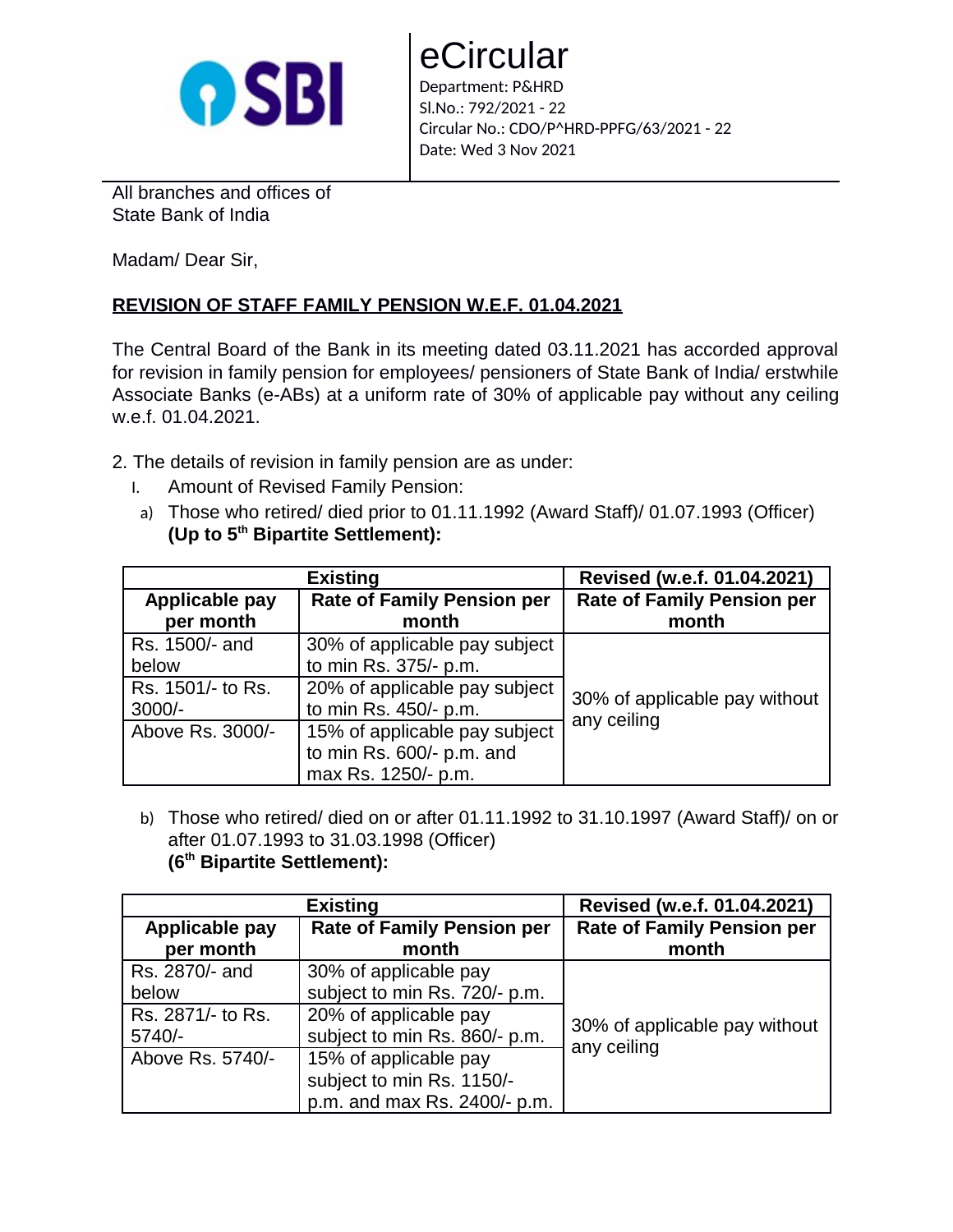SBI

# eCircular

Department: P&HRD
Sl.No.: 792/2021 - 22
Circular No.: CDO/P^HRD-PPFG/63/2021 - 22
Date: Wed 3 Nov 2021

All branches and offices of
State Bank of India

Madam/ Dear Sir,

**REVISION OF STAFF FAMILY PENSION W.E.F. 01.04.2021**

The Central Board of the Bank in its meeting dated 03.11.2021 has accorded approval for revision in family pension for employees/ pensioners of State Bank of India/ erstwhile Associate Banks (e-ABs) at a uniform rate of 30% of applicable pay without any ceiling w.e.f. 01.04.2021.

2. The details of revision in family pension are as under:

I. Amount of Revised Family Pension:

a) Those who retired/ died prior to 01.11.1992 (Award Staff)/ 01.07.1993 (Officer) **(Up to 5th Bipartite Settlement):**

| Existing | | Revised (w.e.f. 01.04.2021) |
|---|---|---|
| **Applicable pay per month** | **Rate of Family Pension per month** | **Rate of Family Pension per month** |
| Rs. 1500/- and below | 30% of applicable pay subject to min Rs. 375/- p.m. | 30% of applicable pay without any ceiling |
| Rs. 1501/- to Rs. 3000/- | 20% of applicable pay subject to min Rs. 450/- p.m. | |
| Above Rs. 3000/- | 15% of applicable pay subject to min Rs. 600/- p.m. and max Rs. 1250/- p.m. | |

b) Those who retired/ died on or after 01.11.1992 to 31.10.1997 (Award Staff)/ on or after 01.07.1993 to 31.03.1998 (Officer)
**(6th Bipartite Settlement):**

| Existing | | Revised (w.e.f. 01.04.2021) |
|---|---|---|
| **Applicable pay per month** | **Rate of Family Pension per month** | **Rate of Family Pension per month** |
| Rs. 2870/- and below | 30% of applicable pay subject to min Rs. 720/- p.m. | 30% of applicable pay without any ceiling |
| Rs. 2871/- to Rs. 5740/- | 20% of applicable pay subject to min Rs. 860/- p.m. | |
| Above Rs. 5740/- | 15% of applicable pay subject to min Rs. 1150/- p.m. and max Rs. 2400/- p.m. | |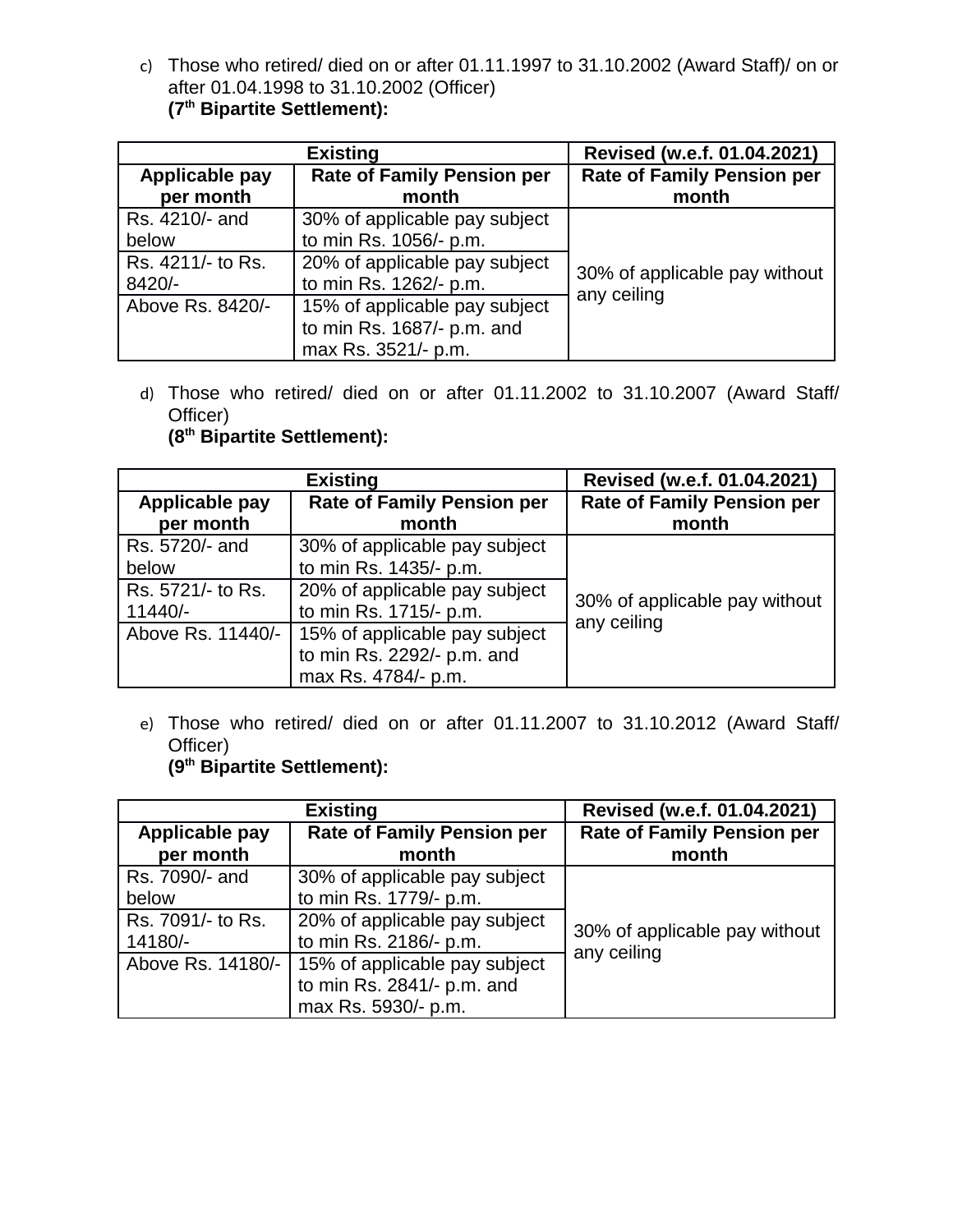c) Those who retired/ died on or after 01.11.1997 to 31.10.2002 (Award Staff)/ on or after 01.04.1998 to 31.10.2002 (Officer)
**(7th Bipartite Settlement):**

| Existing | | Revised (w.e.f. 01.04.2021) |
|---|---|---|
| **Applicable pay per month** | **Rate of Family Pension per month** | **Rate of Family Pension per month** |
| Rs. 4210/- and below | 30% of applicable pay subject to min Rs. 1056/- p.m. | 30% of applicable pay without any ceiling |
| Rs. 4211/- to Rs. 8420/- | 20% of applicable pay subject to min Rs. 1262/- p.m. | |
| Above Rs. 8420/- | 15% of applicable pay subject to min Rs. 1687/- p.m. and max Rs. 3521/- p.m. | |

d) Those who retired/ died on or after 01.11.2002 to 31.10.2007 (Award Staff/ Officer)
**(8th Bipartite Settlement):**

| Existing | | Revised (w.e.f. 01.04.2021) |
|---|---|---|
| **Applicable pay per month** | **Rate of Family Pension per month** | **Rate of Family Pension per month** |
| Rs. 5720/- and below | 30% of applicable pay subject to min Rs. 1435/- p.m. | 30% of applicable pay without any ceiling |
| Rs. 5721/- to Rs. 11440/- | 20% of applicable pay subject to min Rs. 1715/- p.m. | |
| Above Rs. 11440/- | 15% of applicable pay subject to min Rs. 2292/- p.m. and max Rs. 4784/- p.m. | |

e) Those who retired/ died on or after 01.11.2007 to 31.10.2012 (Award Staff/ Officer)
**(9th Bipartite Settlement):**

| Existing | | Revised (w.e.f. 01.04.2021) |
|---|---|---|
| **Applicable pay per month** | **Rate of Family Pension per month** | **Rate of Family Pension per month** |
| Rs. 7090/- and below | 30% of applicable pay subject to min Rs. 1779/- p.m. | 30% of applicable pay without any ceiling |
| Rs. 7091/- to Rs. 14180/- | 20% of applicable pay subject to min Rs. 2186/- p.m. | |
| Above Rs. 14180/- | 15% of applicable pay subject to min Rs. 2841/- p.m. and max Rs. 5930/- p.m. | |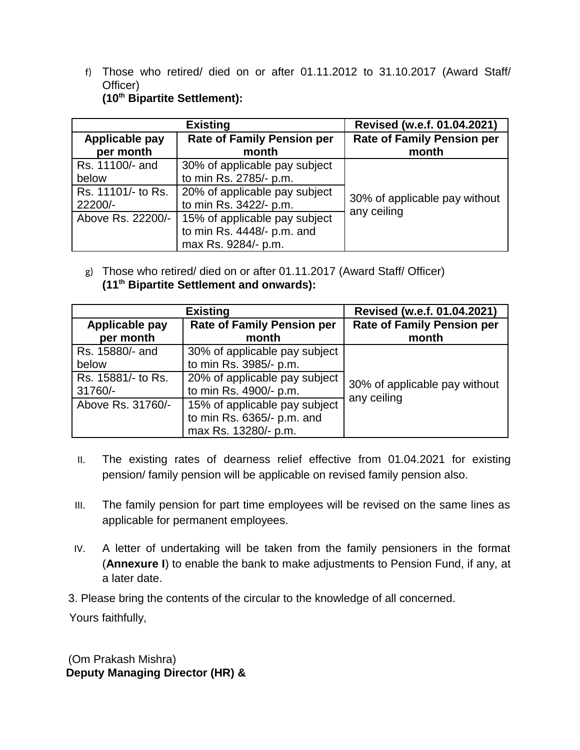f) Those who retired/ died on or after 01.11.2012 to 31.10.2017 (Award Staff/ Officer)
**(10th Bipartite Settlement):**

| Existing | | Revised (w.e.f. 01.04.2021) |
|---|---|---|
| **Applicable pay per month** | **Rate of Family Pension per month** | **Rate of Family Pension per month** |
| Rs. 11100/- and below | 30% of applicable pay subject to min Rs. 2785/- p.m. | 30% of applicable pay without any ceiling |
| Rs. 11101/- to Rs. 22200/- | 20% of applicable pay subject to min Rs. 3422/- p.m. | |
| Above Rs. 22200/- | 15% of applicable pay subject to min Rs. 4448/- p.m. and max Rs. 9284/- p.m. | |

g) Those who retired/ died on or after 01.11.2017 (Award Staff/ Officer)
**(11th Bipartite Settlement and onwards):**

| Existing | | Revised (w.e.f. 01.04.2021) |
|---|---|---|
| **Applicable pay per month** | **Rate of Family Pension per month** | **Rate of Family Pension per month** |
| Rs. 15880/- and below | 30% of applicable pay subject to min Rs. 3985/- p.m. | 30% of applicable pay without any ceiling |
| Rs. 15881/- to Rs. 31760/- | 20% of applicable pay subject to min Rs. 4900/- p.m. | |
| Above Rs. 31760/- | 15% of applicable pay subject to min Rs. 6365/- p.m. and max Rs. 13280/- p.m. | |

II. The existing rates of dearness relief effective from 01.04.2021 for existing pension/ family pension will be applicable on revised family pension also.

III. The family pension for part time employees will be revised on the same lines as applicable for permanent employees.

IV. A letter of undertaking will be taken from the family pensioners in the format (**Annexure I**) to enable the bank to make adjustments to Pension Fund, if any, at a later date.

3. Please bring the contents of the circular to the knowledge of all concerned.

Yours faithfully,

(Om Prakash Mishra)
**Deputy Managing Director (HR) &**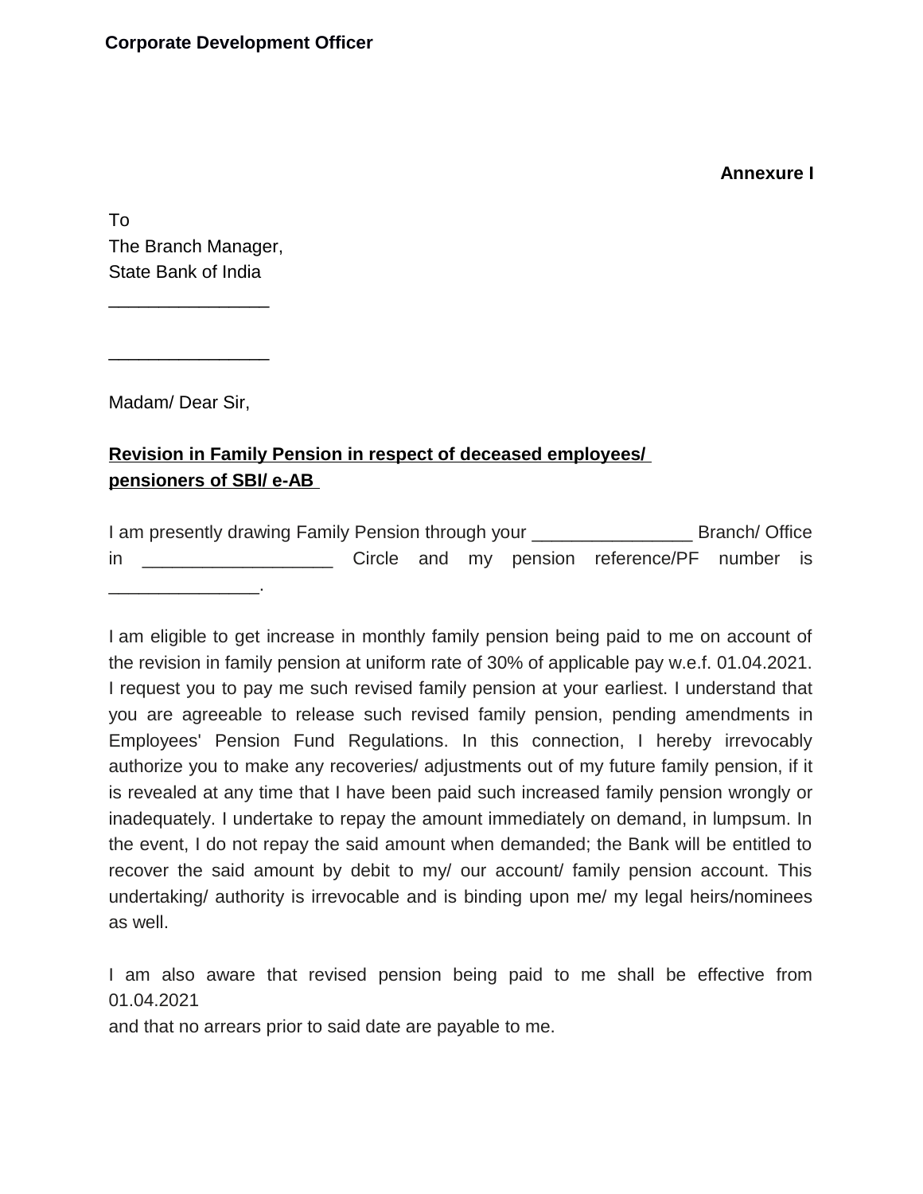**Corporate Development Officer**

**Annexure I**

To
The Branch Manager,
State Bank of India
________________

________________

Madam/ Dear Sir,

**<u>Revision in Family Pension in respect of deceased employees/ pensioners of SBI/ e-AB</u>**

I am presently drawing Family Pension through your ________________ Branch/ Office in ___________________ Circle and my pension reference/PF number is _______________.

I am eligible to get increase in monthly family pension being paid to me on account of the revision in family pension at uniform rate of 30% of applicable pay w.e.f. 01.04.2021. I request you to pay me such revised family pension at your earliest. I understand that you are agreeable to release such revised family pension, pending amendments in Employees' Pension Fund Regulations. In this connection, I hereby irrevocably authorize you to make any recoveries/ adjustments out of my future family pension, if it is revealed at any time that I have been paid such increased family pension wrongly or inadequately. I undertake to repay the amount immediately on demand, in lumpsum. In the event, I do not repay the said amount when demanded; the Bank will be entitled to recover the said amount by debit to my/ our account/ family pension account. This undertaking/ authority is irrevocable and is binding upon me/ my legal heirs/nominees as well.

I am also aware that revised pension being paid to me shall be effective from 01.04.2021
and that no arrears prior to said date are payable to me.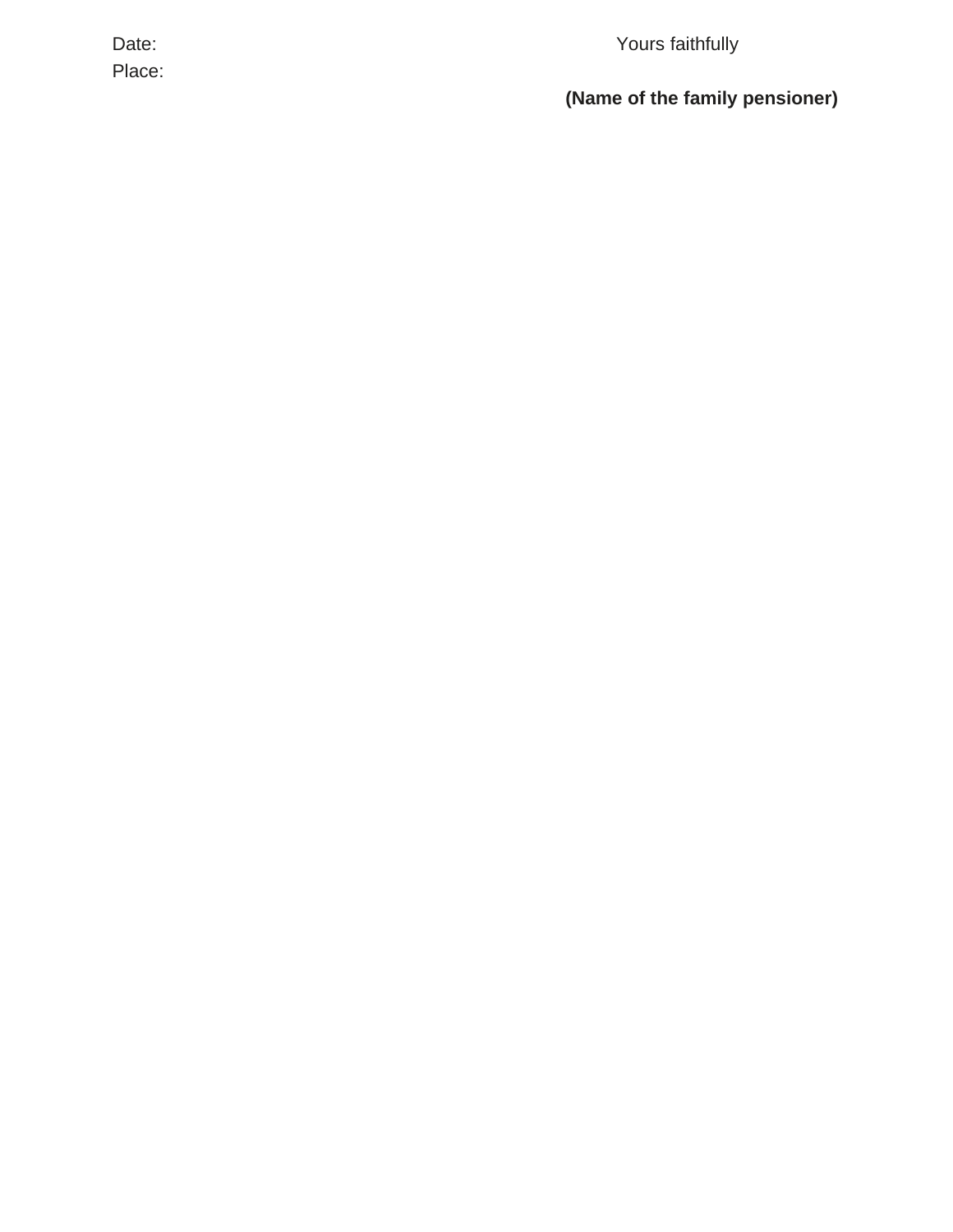Date: Yours faithfully

Place:

**(Name of the family pensioner)**